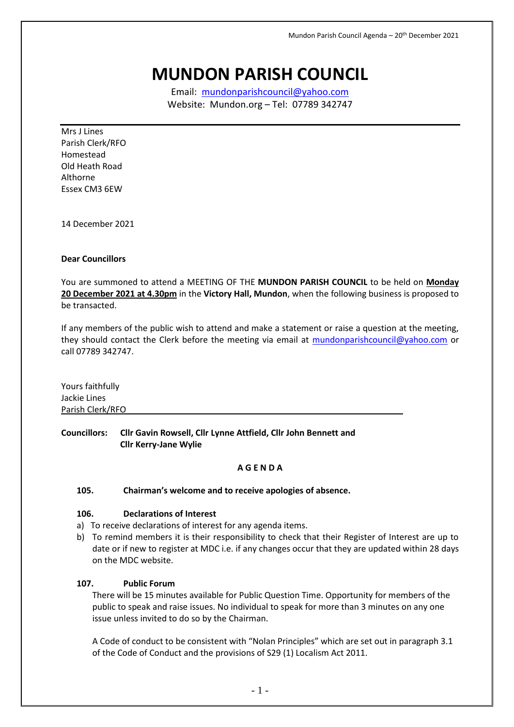# MUNDON PARISH COUNCIL

Email: mundonparishcouncil@yahoo.com
Website: Mundon.org – Tel: 07789 342747

Mrs J Lines
Parish Clerk/RFO
Homestead
Old Heath Road
Althorne
Essex CM3 6EW

14 December 2021

**Dear Councillors**

You are summoned to attend a MEETING OF THE **MUNDON PARISH COUNCIL** to be held on **Monday 20 December 2021 at 4.30pm** in the **Victory Hall, Mundon**, when the following business is proposed to be transacted.

If any members of the public wish to attend and make a statement or raise a question at the meeting, they should contact the Clerk before the meeting via email at mundonparishcouncil@yahoo.com or call 07789 342747.

Yours faithfully
Jackie Lines
Parish Clerk/RFO

**Councillors: Cllr Gavin Rowsell, Cllr Lynne Attfield, Cllr John Bennett and Cllr Kerry-Jane Wylie**

**A G E N D A**

**105. Chairman's welcome and to receive apologies of absence.**

**106. Declarations of Interest**

a) To receive declarations of interest for any agenda items.
b) To remind members it is their responsibility to check that their Register of Interest are up to date or if new to register at MDC i.e. if any changes occur that they are updated within 28 days on the MDC website.

**107. Public Forum**

There will be 15 minutes available for Public Question Time. Opportunity for members of the public to speak and raise issues. No individual to speak for more than 3 minutes on any one issue unless invited to do so by the Chairman.

A Code of conduct to be consistent with "Nolan Principles" which are set out in paragraph 3.1 of the Code of Conduct and the provisions of S29 (1) Localism Act 2011.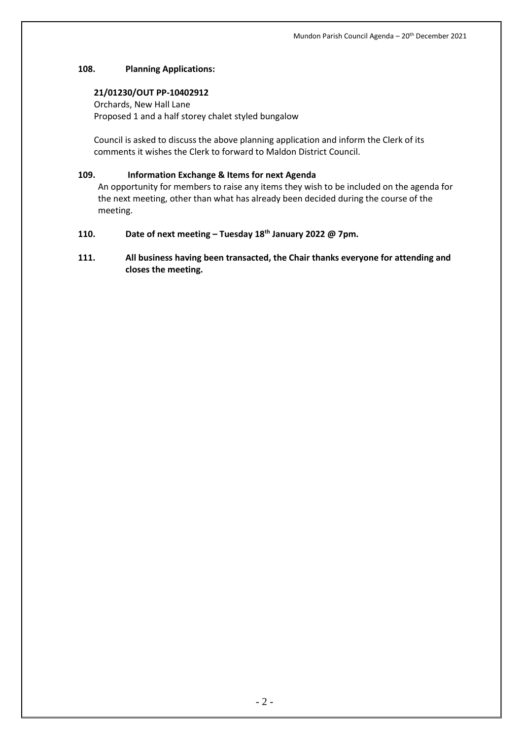**108. Planning Applications:**

**21/01230/OUT PP-10402912**
Orchards, New Hall Lane
Proposed 1 and a half storey chalet styled bungalow

Council is asked to discuss the above planning application and inform the Clerk of its comments it wishes the Clerk to forward to Maldon District Council.

**109. Information Exchange & Items for next Agenda**

An opportunity for members to raise any items they wish to be included on the agenda for the next meeting, other than what has already been decided during the course of the meeting.

**110. Date of next meeting – Tuesday 18th January 2022 @ 7pm.**

**111. All business having been transacted, the Chair thanks everyone for attending and closes the meeting.**